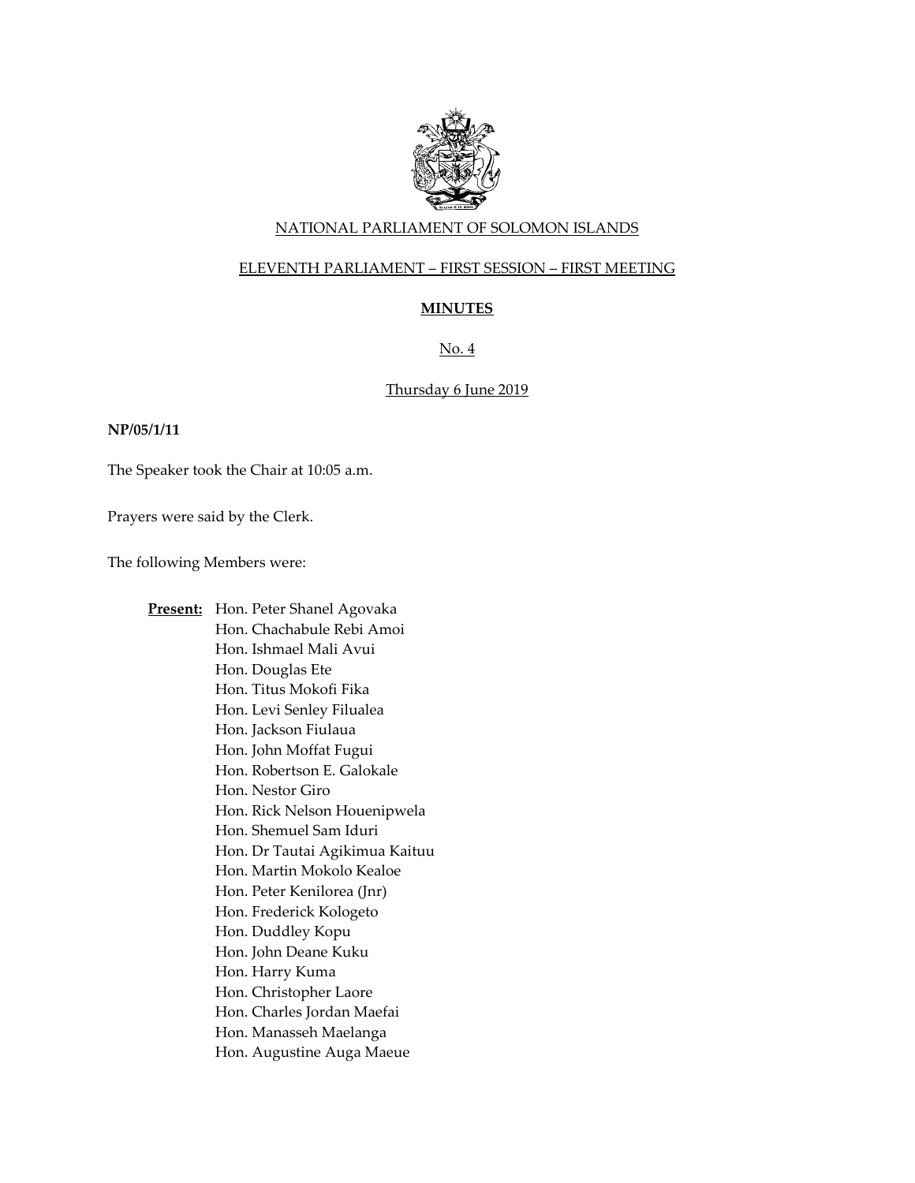NATIONAL PARLIAMENT OF SOLOMON ISLANDS

ELEVENTH PARLIAMENT – FIRST SESSION – FIRST MEETING

# MINUTES

No. 4

Thursday 6 June 2019

**NP/05/1/11**

The Speaker took the Chair at 10:05 a.m.

Prayers were said by the Clerk.

The following Members were:

**Present:**
Hon. Peter Shanel Agovaka
Hon. Chachabule Rebi Amoi
Hon. Ishmael Mali Avui
Hon. Douglas Ete
Hon. Titus Mokofi Fika
Hon. Levi Senley Filualea
Hon. Jackson Fiulaua
Hon. John Moffat Fugui
Hon. Robertson E. Galokale
Hon. Nestor Giro
Hon. Rick Nelson Houenipwela
Hon. Shemuel Sam Iduri
Hon. Dr Tautai Agikimua Kaituu
Hon. Martin Mokolo Kealoe
Hon. Peter Kenilorea (Jnr)
Hon. Frederick Kologeto
Hon. Duddley Kopu
Hon. John Deane Kuku
Hon. Harry Kuma
Hon. Christopher Laore
Hon. Charles Jordan Maefai
Hon. Manasseh Maelanga
Hon. Augustine Auga Maeue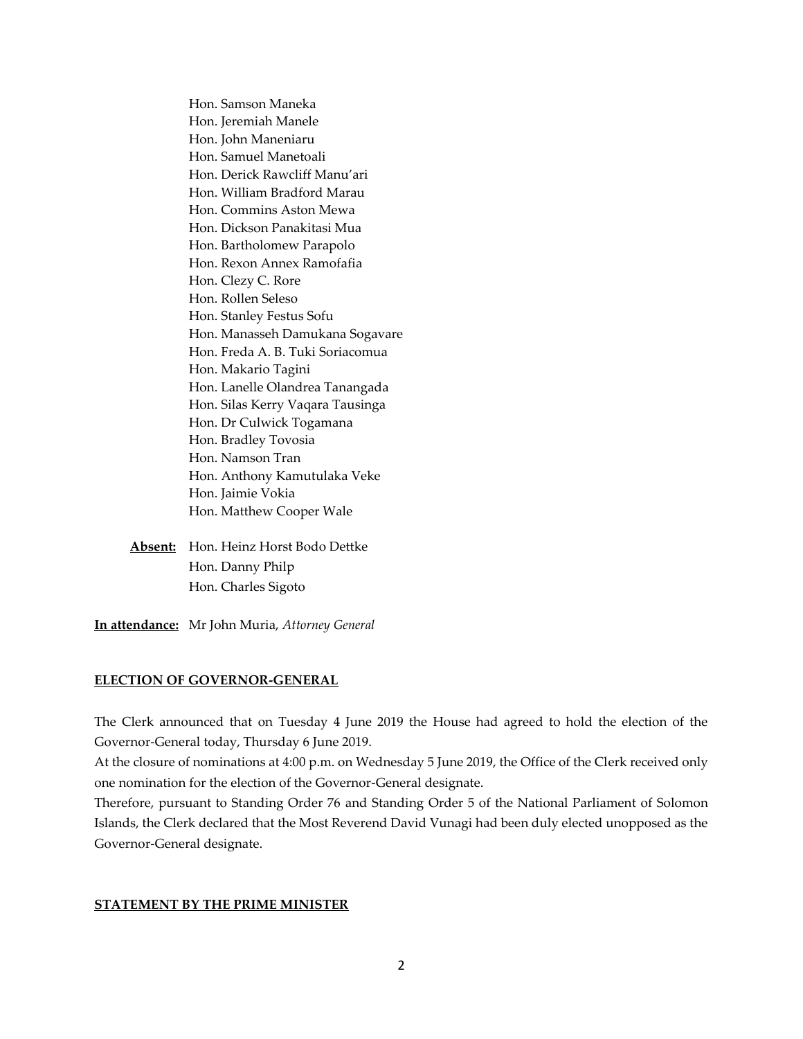Hon. Samson Maneka
Hon. Jeremiah Manele
Hon. John Maneniaru
Hon. Samuel Manetoali
Hon. Derick Rawcliff Manu'ari
Hon. William Bradford Marau
Hon. Commins Aston Mewa
Hon. Dickson Panakitasi Mua
Hon. Bartholomew Parapolo
Hon. Rexon Annex Ramofafia
Hon. Clezy C. Rore
Hon. Rollen Seleso
Hon. Stanley Festus Sofu
Hon. Manasseh Damukana Sogavare
Hon. Freda A. B. Tuki Soriacomua
Hon. Makario Tagini
Hon. Lanelle Olandrea Tanangada
Hon. Silas Kerry Vaqara Tausinga
Hon. Dr Culwick Togamana
Hon. Bradley Tovosia
Hon. Namson Tran
Hon. Anthony Kamutulaka Veke
Hon. Jaimie Vokia
Hon. Matthew Cooper Wale

**Absent:** Hon. Heinz Horst Bodo Dettke
Hon. Danny Philp
Hon. Charles Sigoto

**In attendance:** Mr John Muria, *Attorney General*

**ELECTION OF GOVERNOR-GENERAL**

The Clerk announced that on Tuesday 4 June 2019 the House had agreed to hold the election of the Governor-General today, Thursday 6 June 2019.

At the closure of nominations at 4:00 p.m. on Wednesday 5 June 2019, the Office of the Clerk received only one nomination for the election of the Governor-General designate.

Therefore, pursuant to Standing Order 76 and Standing Order 5 of the National Parliament of Solomon Islands, the Clerk declared that the Most Reverend David Vunagi had been duly elected unopposed as the Governor-General designate.

**STATEMENT BY THE PRIME MINISTER**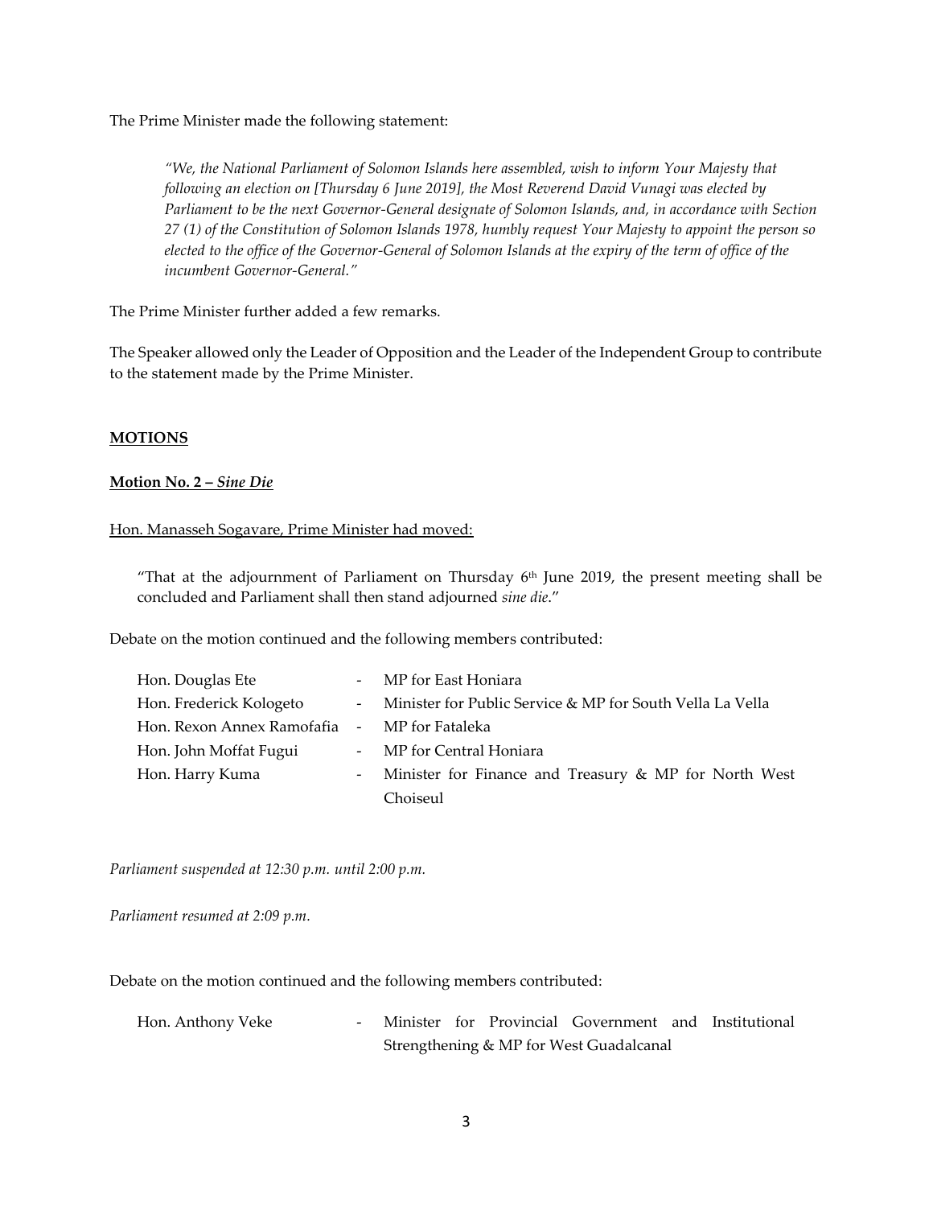The Prime Minister made the following statement:

> *"We, the National Parliament of Solomon Islands here assembled, wish to inform Your Majesty that following an election on [Thursday 6 June 2019], the Most Reverend David Vunagi was elected by Parliament to be the next Governor-General designate of Solomon Islands, and, in accordance with Section 27 (1) of the Constitution of Solomon Islands 1978, humbly request Your Majesty to appoint the person so elected to the office of the Governor-General of Solomon Islands at the expiry of the term of office of the incumbent Governor-General."*

The Prime Minister further added a few remarks.

The Speaker allowed only the Leader of Opposition and the Leader of the Independent Group to contribute to the statement made by the Prime Minister.

**MOTIONS**

**Motion No. 2 – *Sine Die***

Hon. Manasseh Sogavare, Prime Minister had moved:

> "That at the adjournment of Parliament on Thursday 6th June 2019, the present meeting shall be concluded and Parliament shall then stand adjourned *sine die*."

Debate on the motion continued and the following members contributed:

| | | |
|---|---|---|
| Hon. Douglas Ete | - | MP for East Honiara |
| Hon. Frederick Kologeto | - | Minister for Public Service & MP for South Vella La Vella |
| Hon. Rexon Annex Ramofafia | - | MP for Fataleka |
| Hon. John Moffat Fugui | - | MP for Central Honiara |
| Hon. Harry Kuma | - | Minister for Finance and Treasury & MP for North West Choiseul |

*Parliament suspended at 12:30 p.m. until 2:00 p.m.*

*Parliament resumed at 2:09 p.m.*

Debate on the motion continued and the following members contributed:

| | | |
|---|---|---|
| Hon. Anthony Veke | - | Minister for Provincial Government and Institutional Strengthening & MP for West Guadalcanal |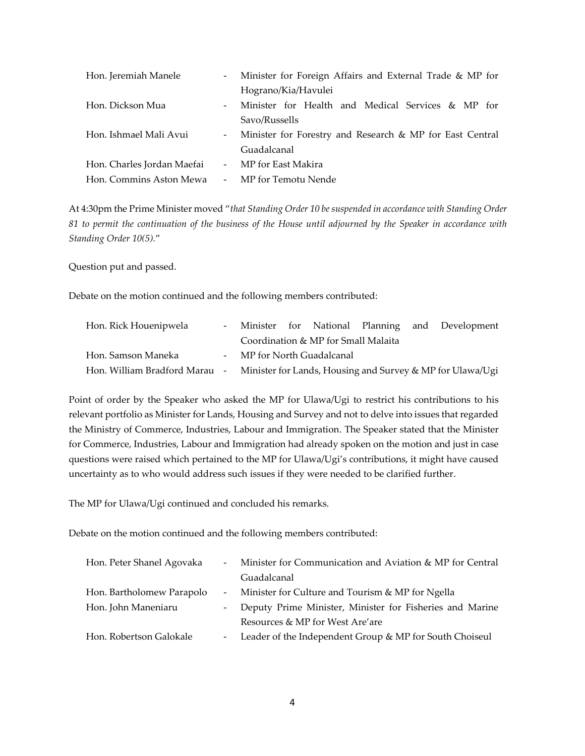| | | |
|---|---|---|
| Hon. Jeremiah Manele | - | Minister for Foreign Affairs and External Trade & MP for Hograno/Kia/Havulei |
| Hon. Dickson Mua | - | Minister for Health and Medical Services & MP for Savo/Russells |
| Hon. Ishmael Mali Avui | - | Minister for Forestry and Research & MP for East Central Guadalcanal |
| Hon. Charles Jordan Maefai | - | MP for East Makira |
| Hon. Commins Aston Mewa | - | MP for Temotu Nende |

At 4:30pm the Prime Minister moved "*that Standing Order 10 be suspended in accordance with Standing Order 81 to permit the continuation of the business of the House until adjourned by the Speaker in accordance with Standing Order 10(5).*"

Question put and passed.

Debate on the motion continued and the following members contributed:

| | | |
|---|---|---|
| Hon. Rick Houenipwela | - | Minister for National Planning and Development Coordination & MP for Small Malaita |
| Hon. Samson Maneka | - | MP for North Guadalcanal |
| Hon. William Bradford Marau | - | Minister for Lands, Housing and Survey & MP for Ulawa/Ugi |

Point of order by the Speaker who asked the MP for Ulawa/Ugi to restrict his contributions to his relevant portfolio as Minister for Lands, Housing and Survey and not to delve into issues that regarded the Ministry of Commerce, Industries, Labour and Immigration. The Speaker stated that the Minister for Commerce, Industries, Labour and Immigration had already spoken on the motion and just in case questions were raised which pertained to the MP for Ulawa/Ugi's contributions, it might have caused uncertainty as to who would address such issues if they were needed to be clarified further.

The MP for Ulawa/Ugi continued and concluded his remarks.

Debate on the motion continued and the following members contributed:

| | | |
|---|---|---|
| Hon. Peter Shanel Agovaka | - | Minister for Communication and Aviation & MP for Central Guadalcanal |
| Hon. Bartholomew Parapolo | - | Minister for Culture and Tourism & MP for Ngella |
| Hon. John Maneniaru | - | Deputy Prime Minister, Minister for Fisheries and Marine Resources & MP for West Are'are |
| Hon. Robertson Galokale | - | Leader of the Independent Group & MP for South Choiseul |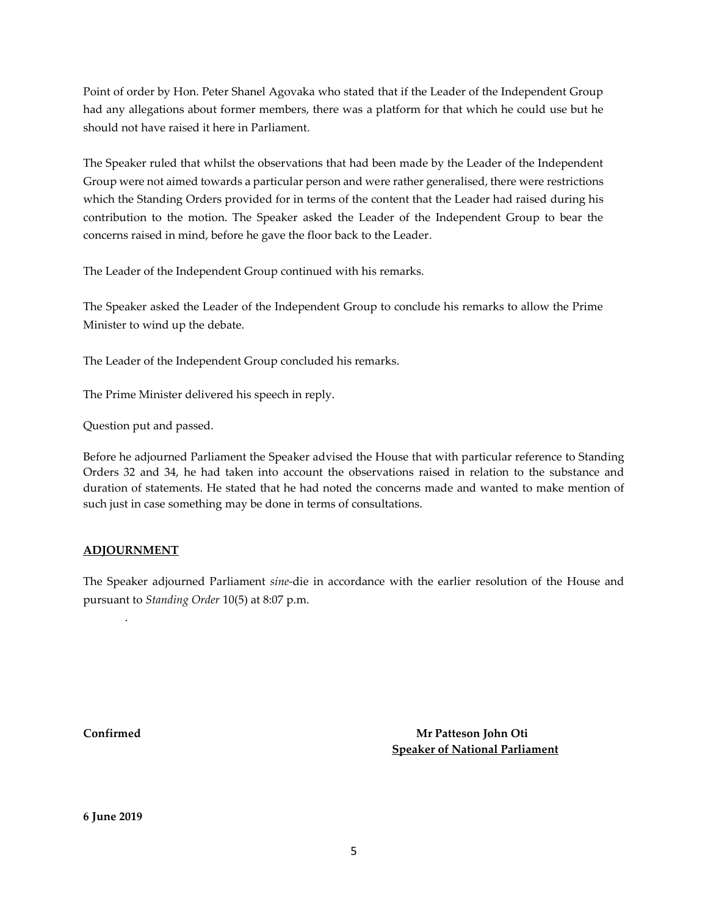Point of order by Hon. Peter Shanel Agovaka who stated that if the Leader of the Independent Group had any allegations about former members, there was a platform for that which he could use but he should not have raised it here in Parliament.

The Speaker ruled that whilst the observations that had been made by the Leader of the Independent Group were not aimed towards a particular person and were rather generalised, there were restrictions which the Standing Orders provided for in terms of the content that the Leader had raised during his contribution to the motion. The Speaker asked the Leader of the Independent Group to bear the concerns raised in mind, before he gave the floor back to the Leader.

The Leader of the Independent Group continued with his remarks.

The Speaker asked the Leader of the Independent Group to conclude his remarks to allow the Prime Minister to wind up the debate.

The Leader of the Independent Group concluded his remarks.

The Prime Minister delivered his speech in reply.

Question put and passed.

Before he adjourned Parliament the Speaker advised the House that with particular reference to Standing Orders 32 and 34, he had taken into account the observations raised in relation to the substance and duration of statements. He stated that he had noted the concerns made and wanted to make mention of such just in case something may be done in terms of consultations.

## ADJOURNMENT

The Speaker adjourned Parliament *sine*-die in accordance with the earlier resolution of the House and pursuant to *Standing Order* 10(5) at 8:07 p.m.

**Confirmed**

**Mr Patteson John Oti**
**Speaker of National Parliament**

**6 June 2019**